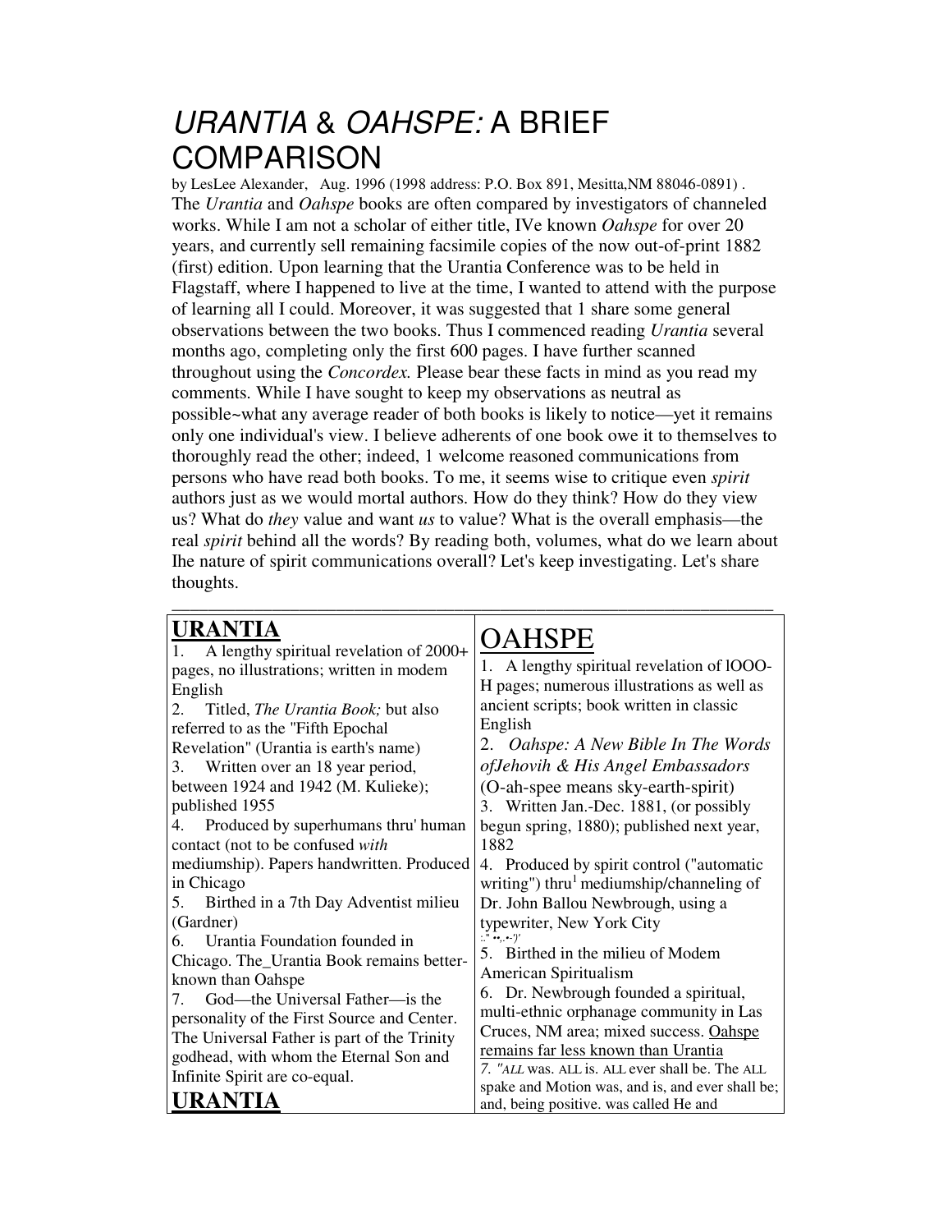# *URANTIA* & *OAHSPE:* A BRIEF COMPARISON

by LesLee Alexander, Aug. 1996 (1998 address: P.O. Box 891, Mesitta,NM 88046-0891) .

The *Urantia* and *Oahspe* books are often compared by investigators of channeled works. While I am not a scholar of either title, IVe known *Oahspe* for over 20 years, and currently sell remaining facsimile copies of the now out-of-print 1882 (first) edition. Upon learning that the Urantia Conference was to be held in Flagstaff, where I happened to live at the time, I wanted to attend with the purpose of learning all I could. Moreover, it was suggested that 1 share some general observations between the two books. Thus I commenced reading *Urantia* several months ago, completing only the first 600 pages. I have further scanned throughout using the *Concordex.* Please bear these facts in mind as you read my comments. While I have sought to keep my observations as neutral as possible~what any average reader of both books is likely to notice—yet it remains only one individual's view. I believe adherents of one book owe it to themselves to thoroughly read the other; indeed, 1 welcome reasoned communications from persons who have read both books. To me, it seems wise to critique even *spirit* authors just as we would mortal authors. How do they think? How do they view us? What do *they* value and want *us* to value? What is the overall emphasis—the real *spirit* behind all the words? By reading both, volumes, what do we learn about Ihe nature of spirit communications overall? Let's keep investigating. Let's share thoughts.

---

| **URANTIA** | OAHSPE |
|---|---|
| 1. A lengthy spiritual revelation of 2000+ pages, no illustrations; written in modem English | 1. A lengthy spiritual revelation of lOOO-H pages; numerous illustrations as well as ancient scripts; book written in classic English |
| 2. Titled, *The Urantia Book;* but also referred to as the "Fifth Epochal Revelation" (Urantia is earth's name) | 2. *Oahspe: A New Bible In The Words ofJehovih & His Angel Embassadors* (O-ah-spee means sky-earth-spirit) |
| 3. Written over an 18 year period, between 1924 and 1942 (M. Kulieke); published 1955 | 3. Written Jan.-Dec. 1881, (or possibly begun spring, 1880); published next year, 1882 |
| 4. Produced by superhumans thru' human contact (not to be confused *with* mediumship). Papers handwritten. Produced in Chicago | 4. Produced by spirit control ("automatic writing") thru[1] mediumship/channeling of Dr. John Ballou Newbrough, using a typewriter, New York City |
| 5. Birthed in a 7th Day Adventist milieu (Gardner) | 5. Birthed in the milieu of Modem American Spiritualism |
| 6. Urantia Foundation founded in Chicago. The_Urantia Book remains better-known than Oahspe | 6. Dr. Newbrough founded a spiritual, multi-ethnic orphanage community in Las Cruces, NM area; mixed success. <u>Oahspe remains far less known than Urantia</u> |
| 7. God—the Universal Father—is the personality of the First Source and Center. The Universal Father is part of the Trinity godhead, with whom the Eternal Son and Infinite Spirit are co-equal. | *7. "ALL* was. ALL is. ALL ever shall be. The ALL spake and Motion was, and is, and ever shall be; and, being positive. was called He and |
| **URANTIA** | |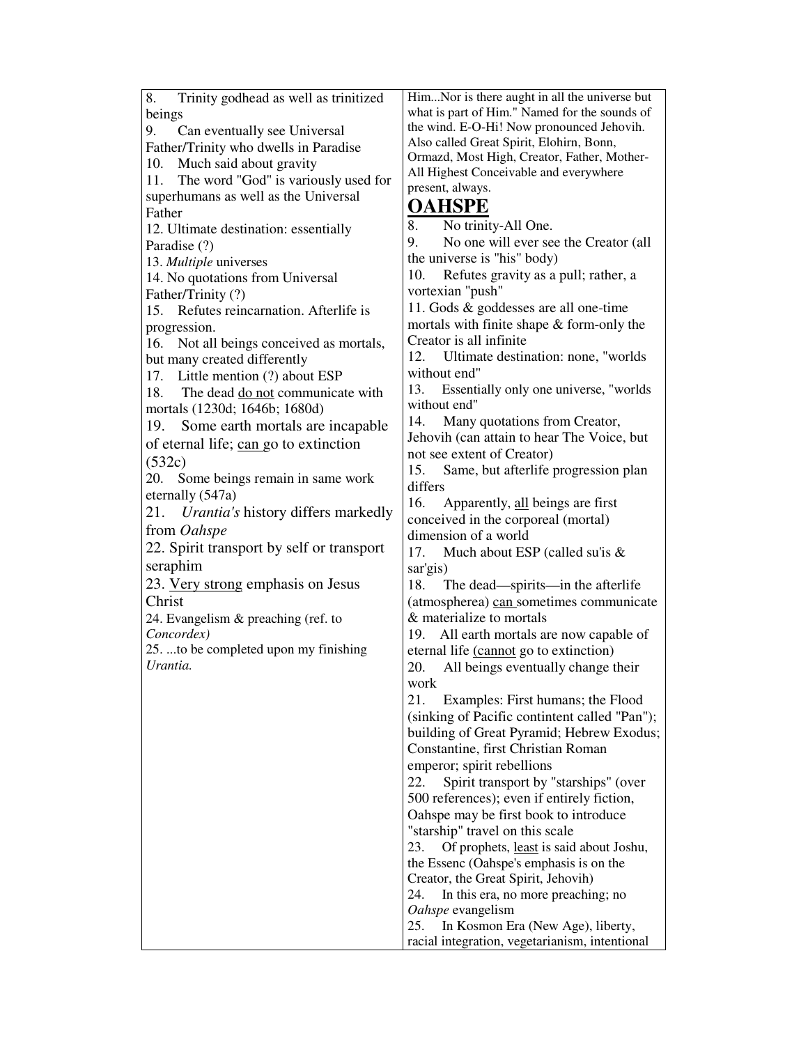| | |
|---|---|
| 8. Trinity godhead as well as trinitized beings<br>9. Can eventually see Universal Father/Trinity who dwells in Paradise<br>10. Much said about gravity<br>11. The word "God" is variously used for superhumans as well as the Universal Father<br>12. Ultimate destination: essentially Paradise (?)<br>13. *Multiple* universes<br>14. No quotations from Universal Father/Trinity (?)<br>15. Refutes reincarnation. Afterlife is progression.<br>16. Not all beings conceived as mortals, but many created differently<br>17. Little mention (?) about ESP<br>18. The dead <u>do not</u> communicate with mortals (1230d; 1646b; 1680d)<br>19. Some earth mortals are incapable of eternal life; <u>can</u> go to extinction (532c)<br>20. Some beings remain in same work eternally (547a)<br>21. *Urantia's* history differs markedly from *Oahspe*<br>22. Spirit transport by self or transport seraphim<br>23. <u>Very strong</u> emphasis on Jesus Christ<br>24. Evangelism & preaching (ref. to *Concordex*)<br>25. ...to be completed upon my finishing *Urantia.* | Him...Nor is there aught in all the universe but what is part of Him." Named for the sounds of the wind. E-O-Hi! Now pronounced Jehovih. Also called Great Spirit, Elohirn, Bonn, Ormazd, Most High, Creator, Father, Mother-All Highest Conceivable and everywhere present, always.<br>**<u>OAHSPE</u>**<br>8. No trinity-All One.<br>9. No one will ever see the Creator (all the universe is "his" body)<br>10. Refutes gravity as a pull; rather, a vortexian "push"<br>11. Gods & goddesses are all one-time mortals with finite shape & form-only the Creator is all infinite<br>12. Ultimate destination: none, "worlds without end"<br>13. Essentially only one universe, "worlds without end"<br>14. Many quotations from Creator, Jehovih (can attain to hear The Voice, but not see extent of Creator)<br>15. Same, but afterlife progression plan differs<br>16. Apparently, <u>all</u> beings are first conceived in the corporeal (mortal) dimension of a world<br>17. Much about ESP (called su'is & sar'gis)<br>18. The dead—spirits—in the afterlife (atmospherea) <u>can</u> sometimes communicate & materialize to mortals<br>19. All earth mortals are now capable of eternal life (<u>cannot</u> go to extinction)<br>20. All beings eventually change their work<br>21. Examples: First humans; the Flood (sinking of Pacific contintent called "Pan"); building of Great Pyramid; Hebrew Exodus; Constantine, first Christian Roman emperor; spirit rebellions<br>22. Spirit transport by "starships" (over 500 references); even if entirely fiction, Oahspe may be first book to introduce "starship" travel on this scale<br>23. Of prophets, <u>least</u> is said about Joshu, the Essenc (Oahspe's emphasis is on the Creator, the Great Spirit, Jehovih)<br>24. In this era, no more preaching; no *Oahspe* evangelism<br>25. In Kosmon Era (New Age), liberty, racial integration, vegetarianism, intentional |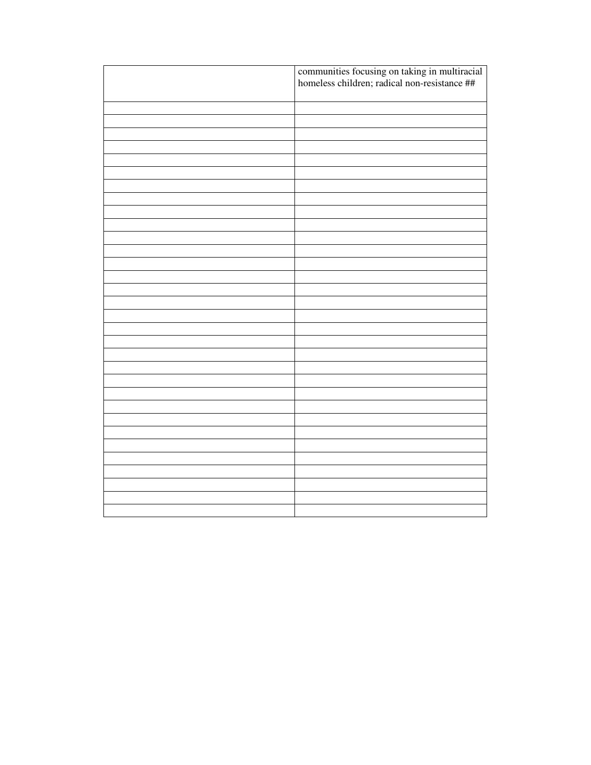| | |
|---|---|
| | communities focusing on taking in multiracial homeless children; radical non-resistance ## |
| | |
| | |
| | |
| | |
| | |
| | |
| | |
| | |
| | |
| | |
| | |
| | |
| | |
| | |
| | |
| | |
| | |
| | |
| | |
| | |
| | |
| | |
| | |
| | |
| | |
| | |
| | |
| | |
| | |
| | |
| | |
| | |